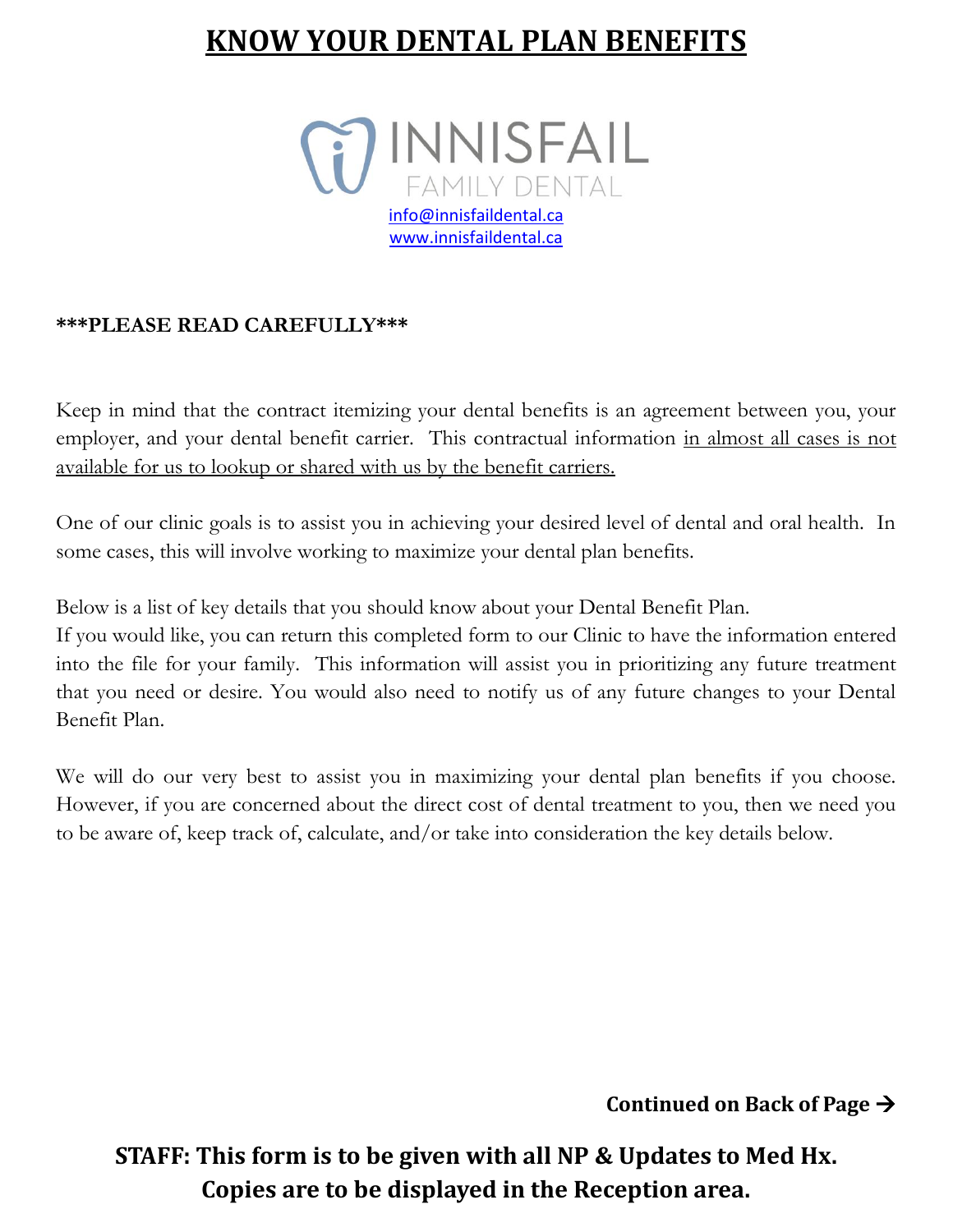# KNOW YOUR DENTAL PLAN BENEFITS

INNISFAIL
FAMILY DENTAL

info@innisfaildental.ca
www.innisfaildental.ca

**\*\*\*PLEASE READ CAREFULLY\*\*\***

Keep in mind that the contract itemizing your dental benefits is an agreement between you, your employer, and your dental benefit carrier. This contractual information in almost all cases is not available for us to lookup or shared with us by the benefit carriers.

One of our clinic goals is to assist you in achieving your desired level of dental and oral health. In some cases, this will involve working to maximize your dental plan benefits.

Below is a list of key details that you should know about your Dental Benefit Plan.
If you would like, you can return this completed form to our Clinic to have the information entered into the file for your family. This information will assist you in prioritizing any future treatment that you need or desire. You would also need to notify us of any future changes to your Dental Benefit Plan.

We will do our very best to assist you in maximizing your dental plan benefits if you choose. However, if you are concerned about the direct cost of dental treatment to you, then we need you to be aware of, keep track of, calculate, and/or take into consideration the key details below.

**Continued on Back of Page →**

**STAFF: This form is to be given with all NP & Updates to Med Hx.**
**Copies are to be displayed in the Reception area.**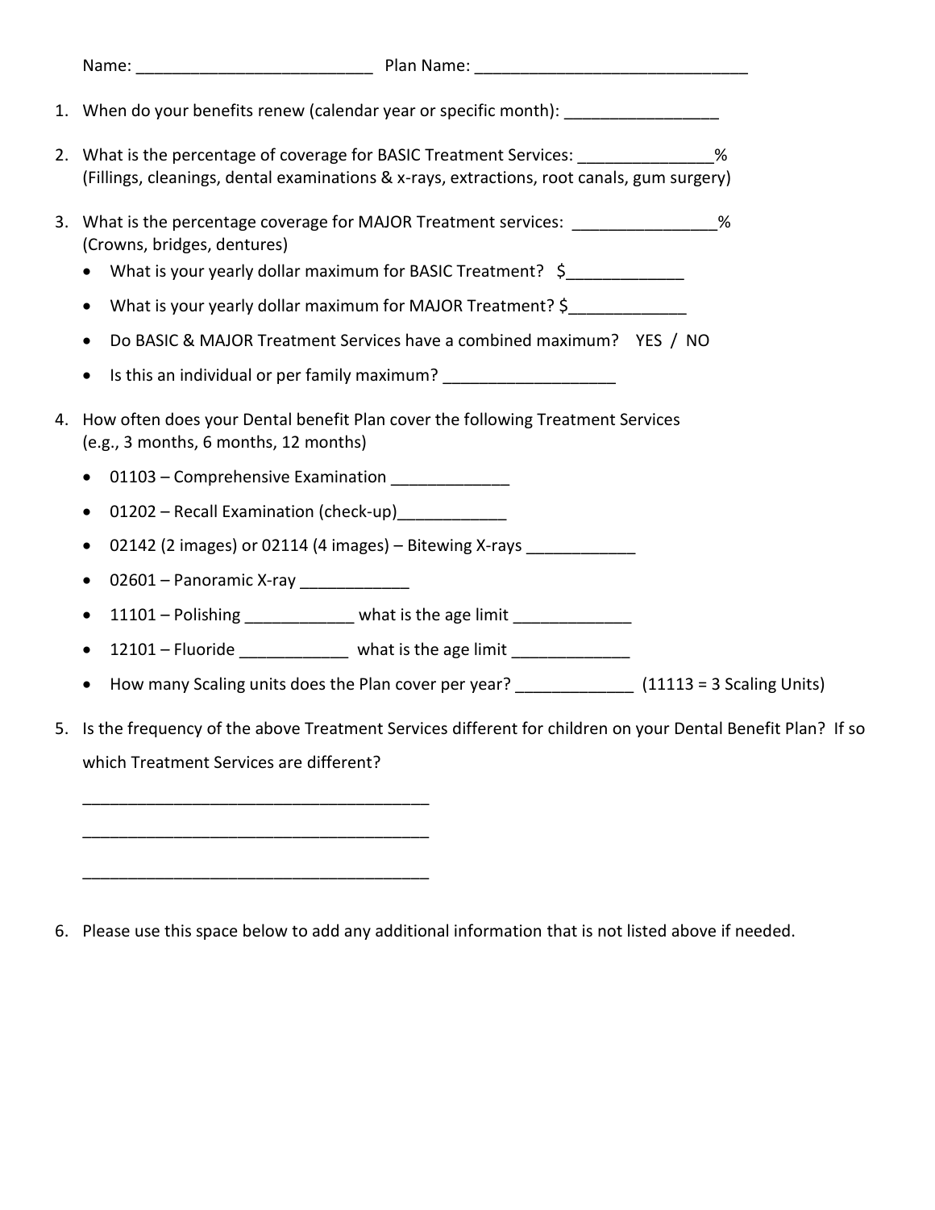Name: __________________________ Plan Name: ______________________________

1. When do your benefits renew (calendar year or specific month): _________________

2. What is the percentage of coverage for BASIC Treatment Services: _______________%
   (Fillings, cleanings, dental examinations & x-rays, extractions, root canals, gum surgery)

3. What is the percentage coverage for MAJOR Treatment services: ________________%
   (Crowns, bridges, dentures)
   - What is your yearly dollar maximum for BASIC Treatment? $_____________
   - What is your yearly dollar maximum for MAJOR Treatment? $_____________
   - Do BASIC & MAJOR Treatment Services have a combined maximum? YES / NO
   - Is this an individual or per family maximum? ___________________

4. How often does your Dental benefit Plan cover the following Treatment Services
   (e.g., 3 months, 6 months, 12 months)
   - 01103 – Comprehensive Examination _____________
   - 01202 – Recall Examination (check-up)____________
   - 02142 (2 images) or 02114 (4 images) – Bitewing X-rays ____________
   - 02601 – Panoramic X-ray ____________
   - 11101 – Polishing ____________ what is the age limit _____________
   - 12101 – Fluoride ____________ what is the age limit _____________
   - How many Scaling units does the Plan cover per year? _____________ (11113 = 3 Scaling Units)

5. Is the frequency of the above Treatment Services different for children on your Dental Benefit Plan? If so which Treatment Services are different?

   _______________________________________

   _______________________________________

   _______________________________________

6. Please use this space below to add any additional information that is not listed above if needed.